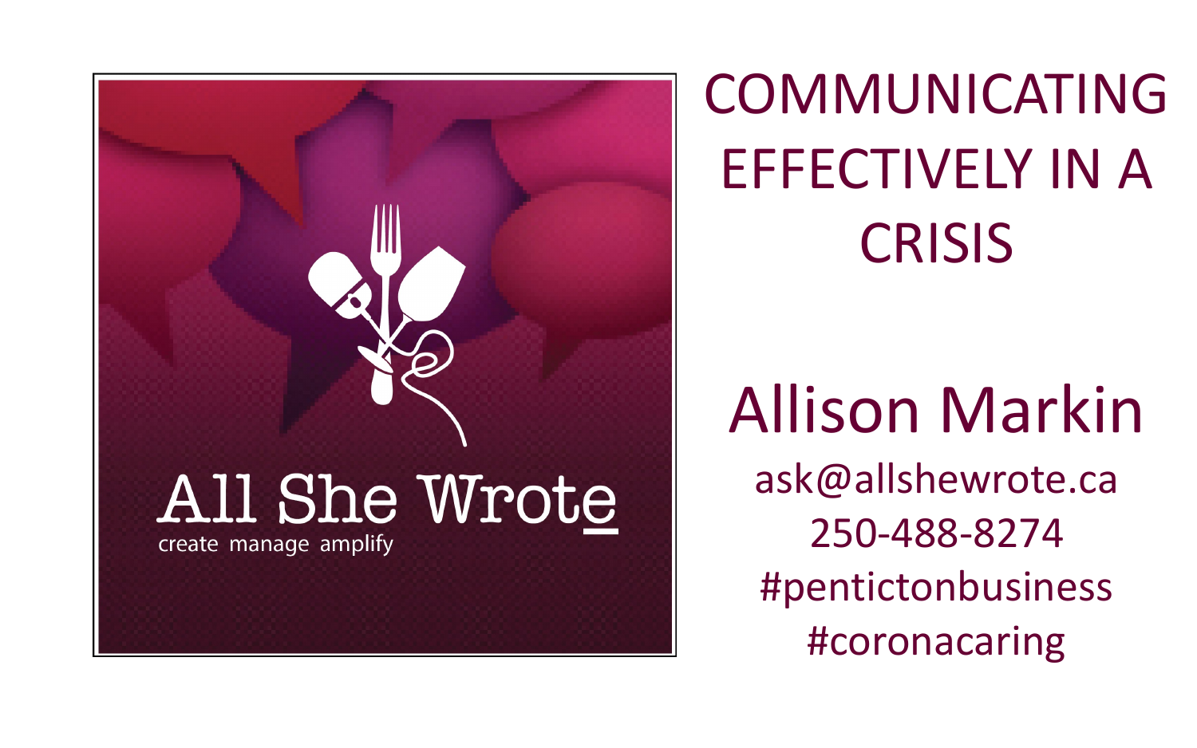All She Wrote

create manage amplify

# COMMUNICATING EFFECTIVELY IN A CRISIS

## Allison Markin

ask@allshewrote.ca

250-488-8274

#pentictonbusiness

#coronacaring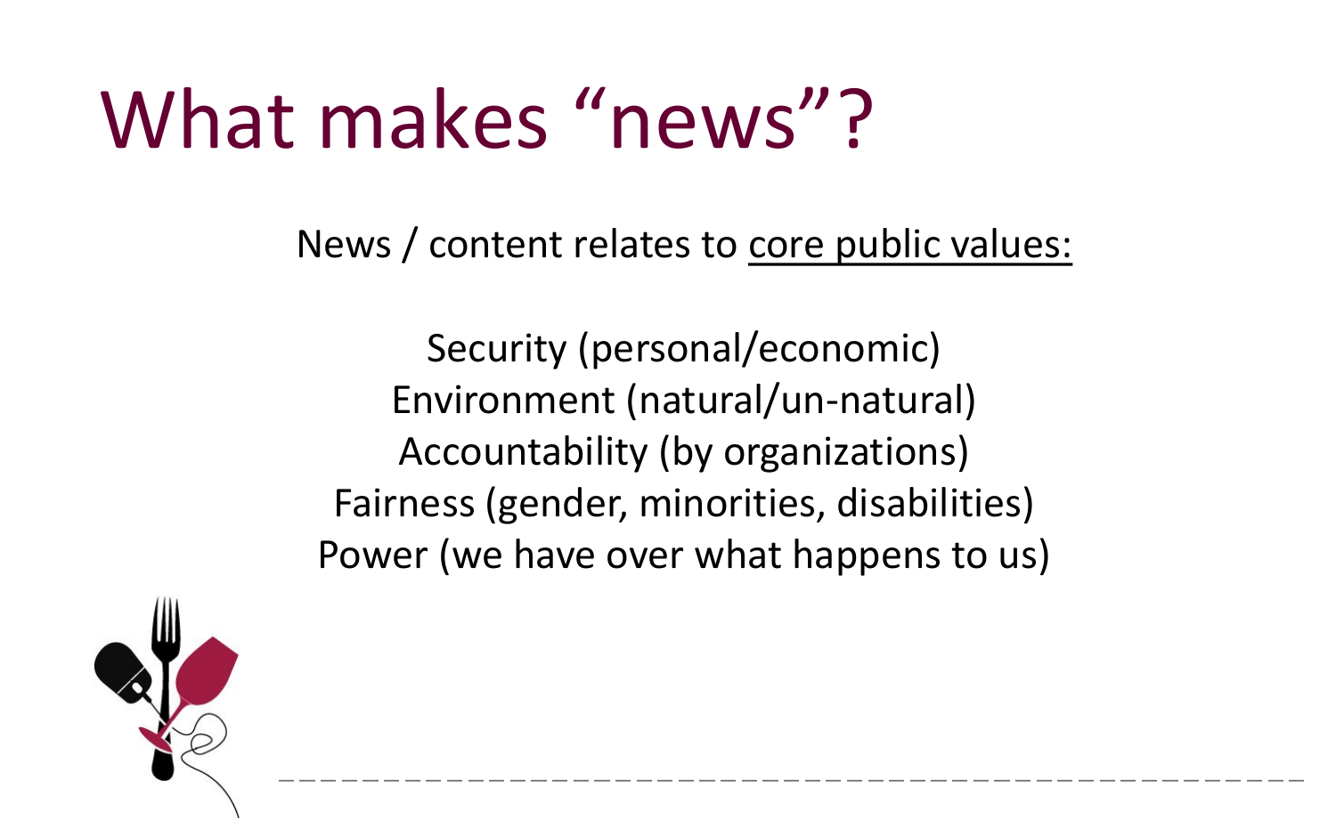# What makes "news"?

News / content relates to <u>core public values:</u>

Security (personal/economic)
Environment (natural/un-natural)
Accountability (by organizations)
Fairness (gender, minorities, disabilities)
Power (we have over what happens to us)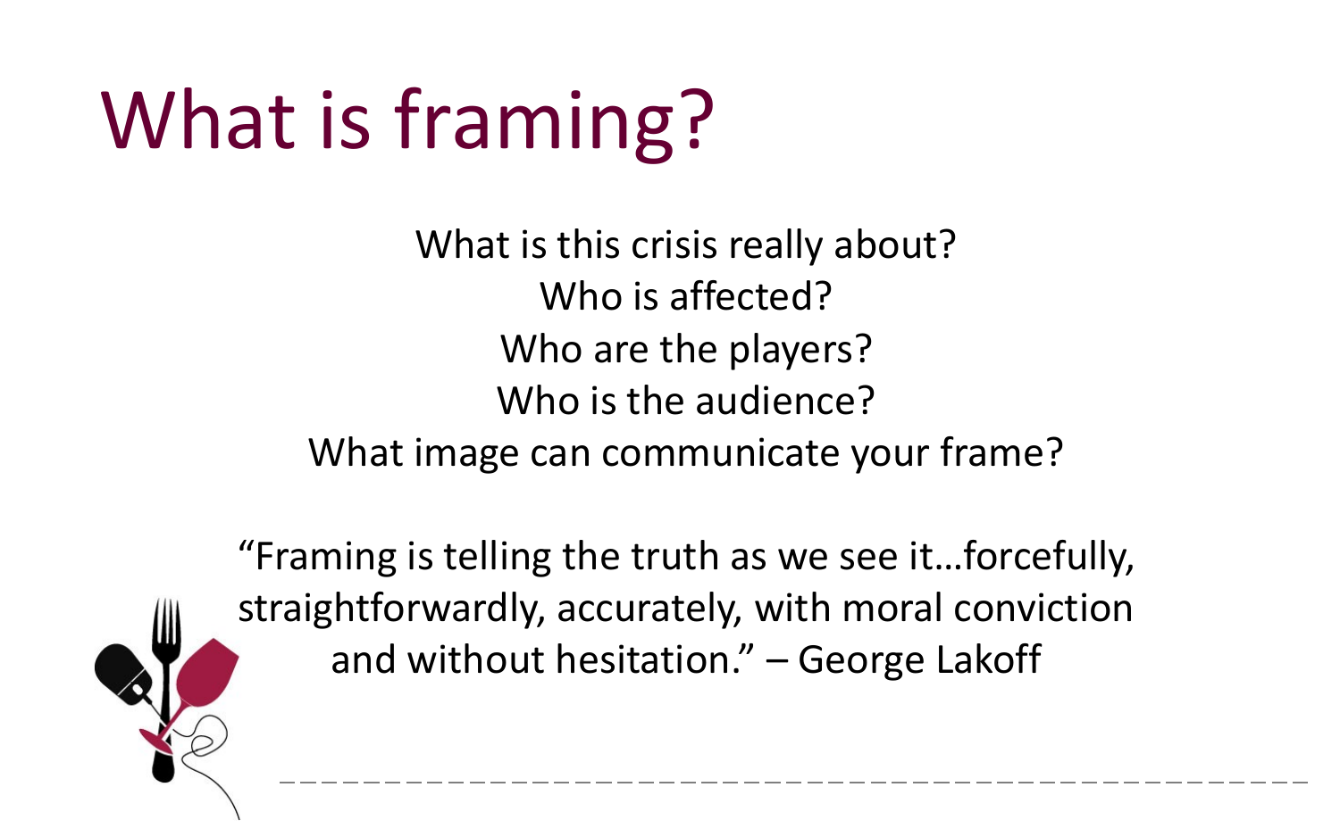# What is framing?

What is this crisis really about?
Who is affected?
Who are the players?
Who is the audience?
What image can communicate your frame?

"Framing is telling the truth as we see it…forcefully, straightforwardly, accurately, with moral conviction and without hesitation." – George Lakoff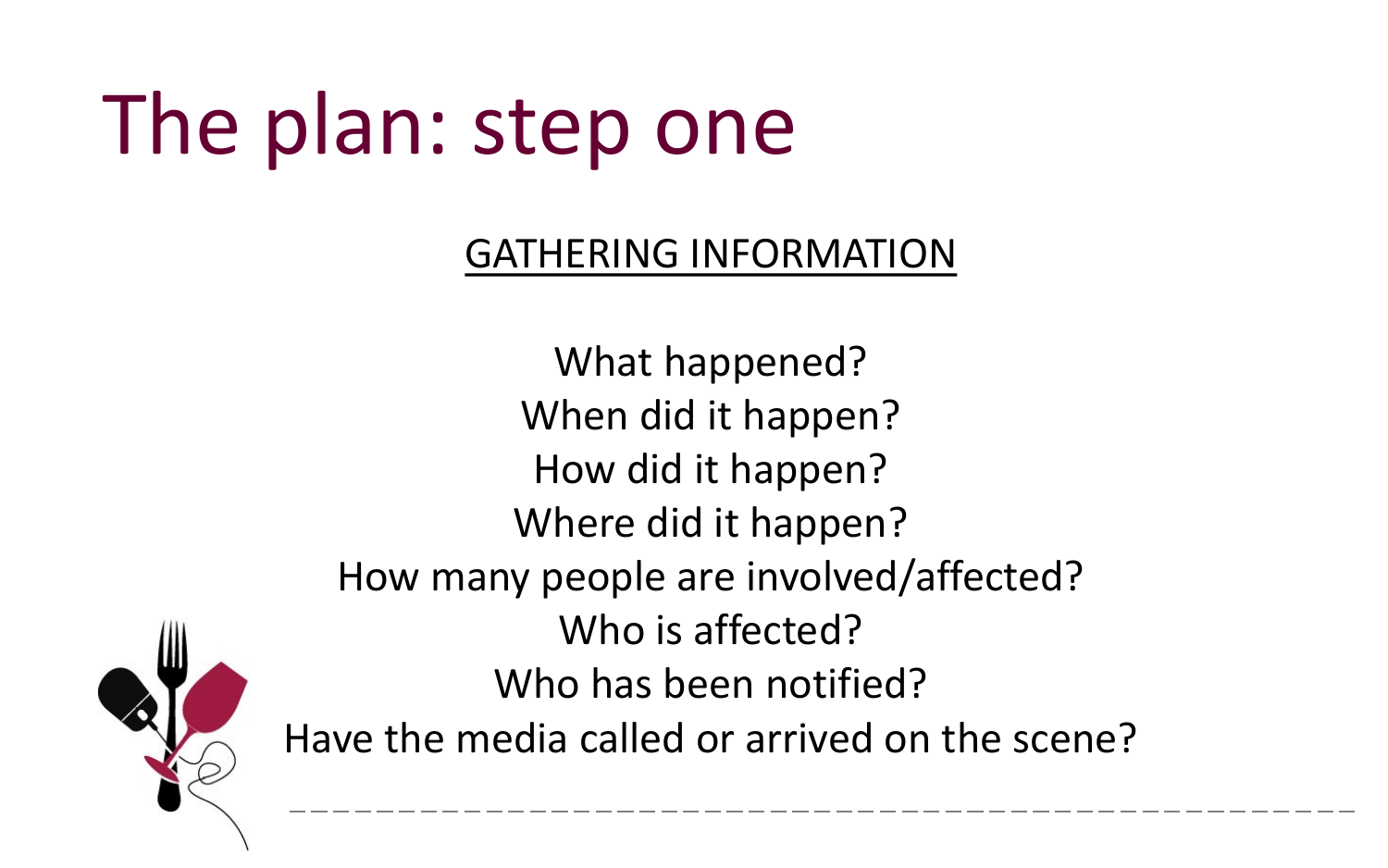# The plan: step one

## GATHERING INFORMATION

What happened?
When did it happen?
How did it happen?
Where did it happen?
How many people are involved/affected?
Who is affected?
Who has been notified?
Have the media called or arrived on the scene?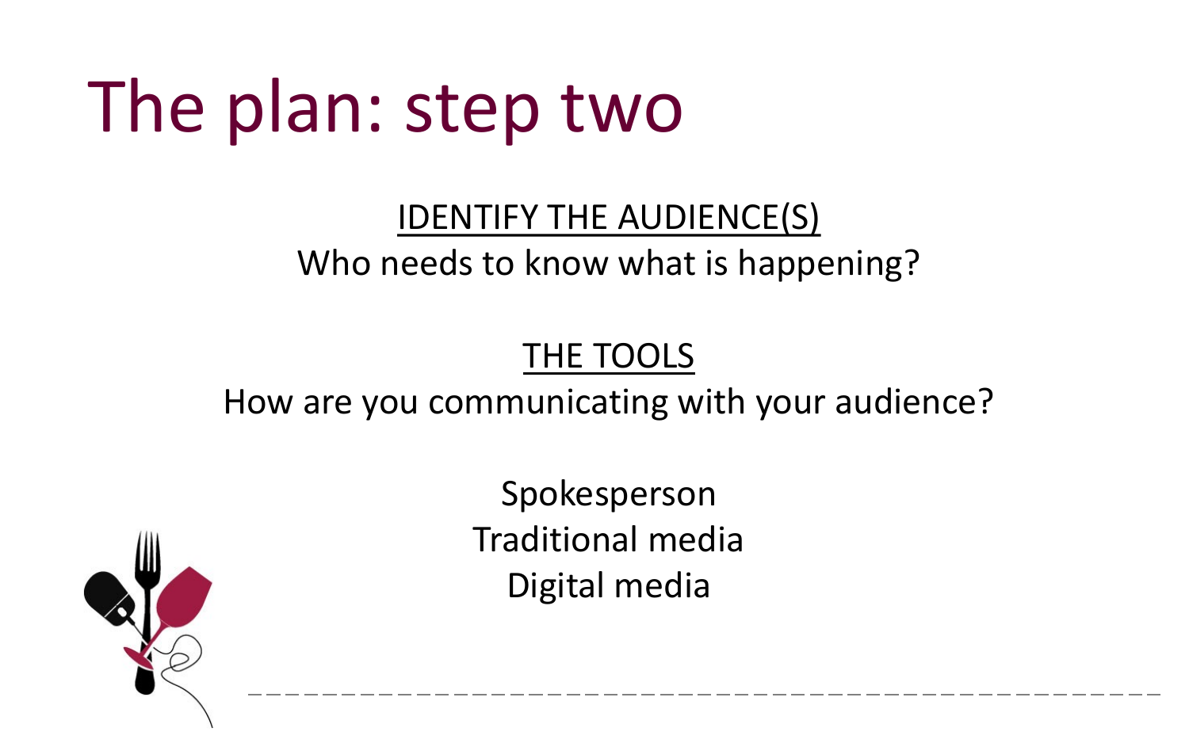# The plan: step two

<u>IDENTIFY THE AUDIENCE(S)</u>

Who needs to know what is happening?

<u>THE TOOLS</u>

How are you communicating with your audience?

Spokesperson
Traditional media
Digital media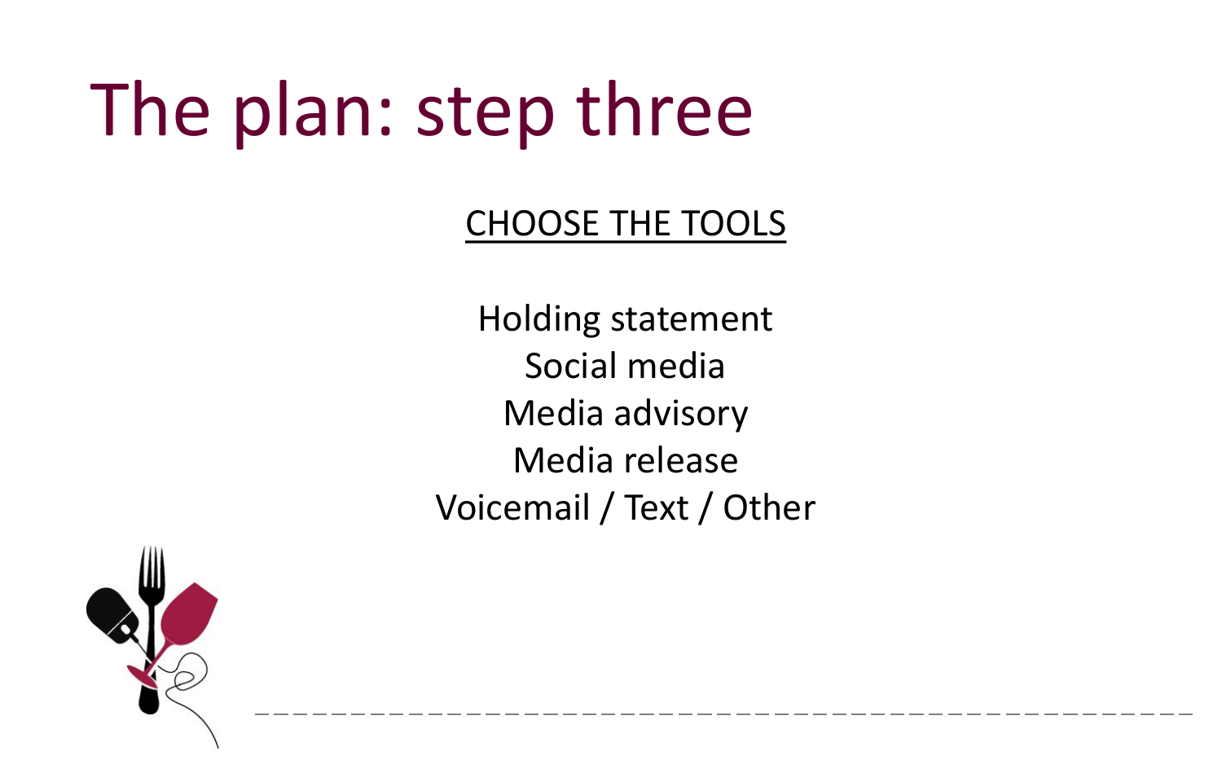# The plan: step three

<u>CHOOSE THE TOOLS</u>

Holding statement
Social media
Media advisory
Media release
Voicemail / Text / Other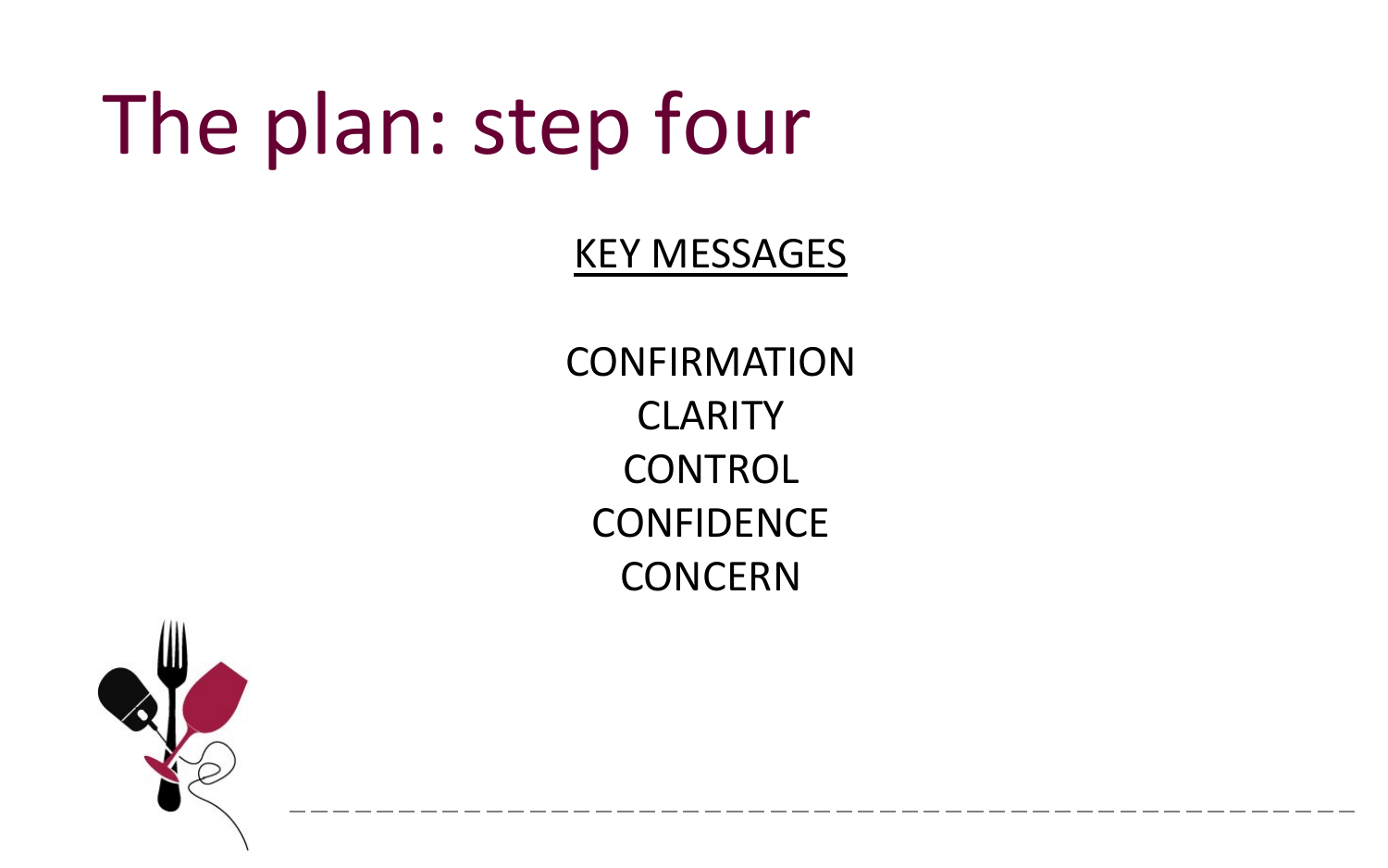# The plan: step four

KEY MESSAGES

CONFIRMATION
CLARITY
CONTROL
CONFIDENCE
CONCERN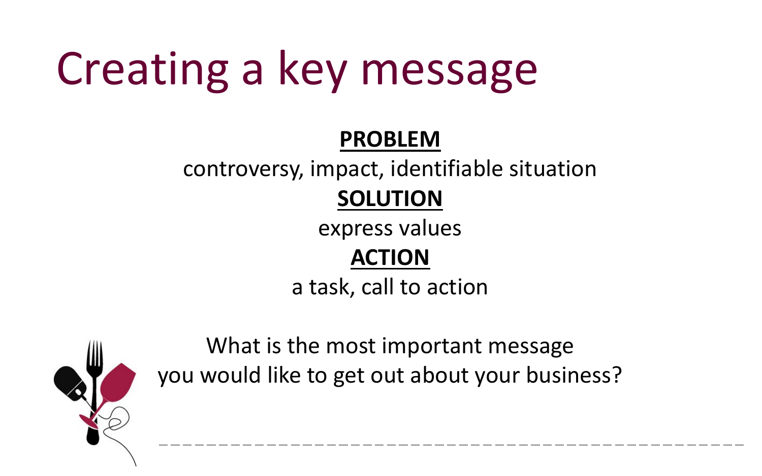# Creating a key message

**PROBLEM**

controversy, impact, identifiable situation

**SOLUTION**

express values

**ACTION**

a task, call to action

What is the most important message you would like to get out about your business?

---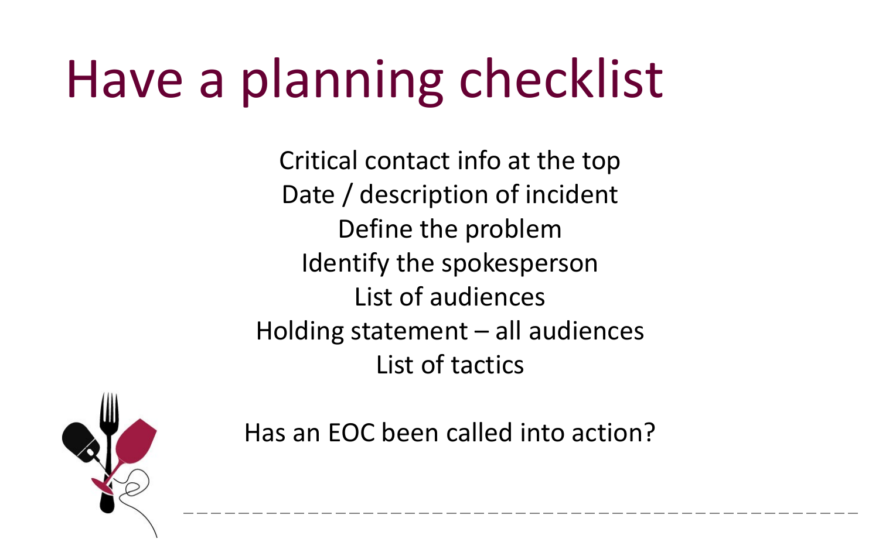# Have a planning checklist

Critical contact info at the top
Date / description of incident
Define the problem
Identify the spokesperson
List of audiences
Holding statement – all audiences
List of tactics

Has an EOC been called into action?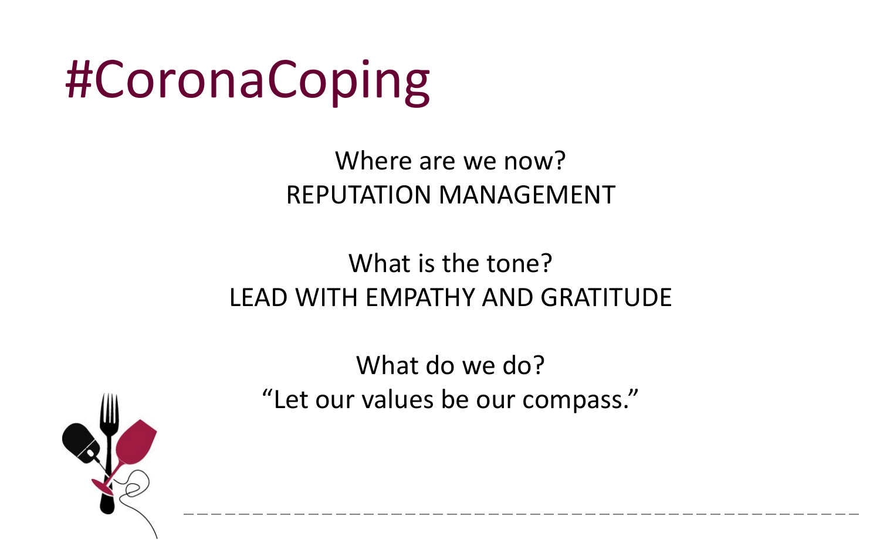# #CoronaCoping

Where are we now?
REPUTATION MANAGEMENT

What is the tone?
LEAD WITH EMPATHY AND GRATITUDE

What do we do?
"Let our values be our compass."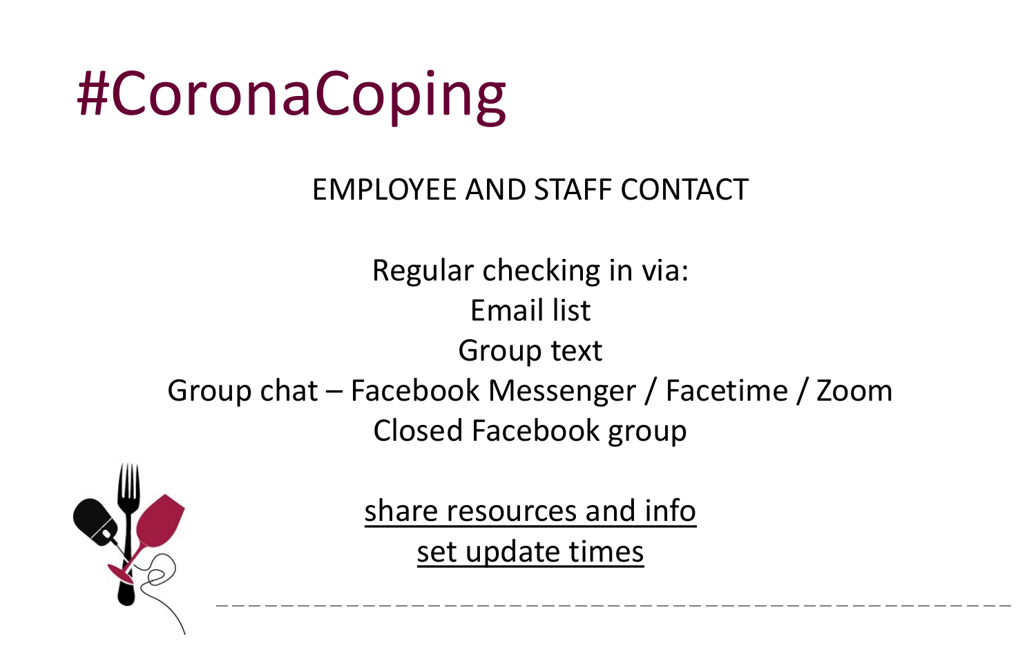# #CoronaCoping

EMPLOYEE AND STAFF CONTACT

Regular checking in via:

Email list

Group text

Group chat – Facebook Messenger / Facetime / Zoom

Closed Facebook group

<u>share resources and info</u>

<u>set update times</u>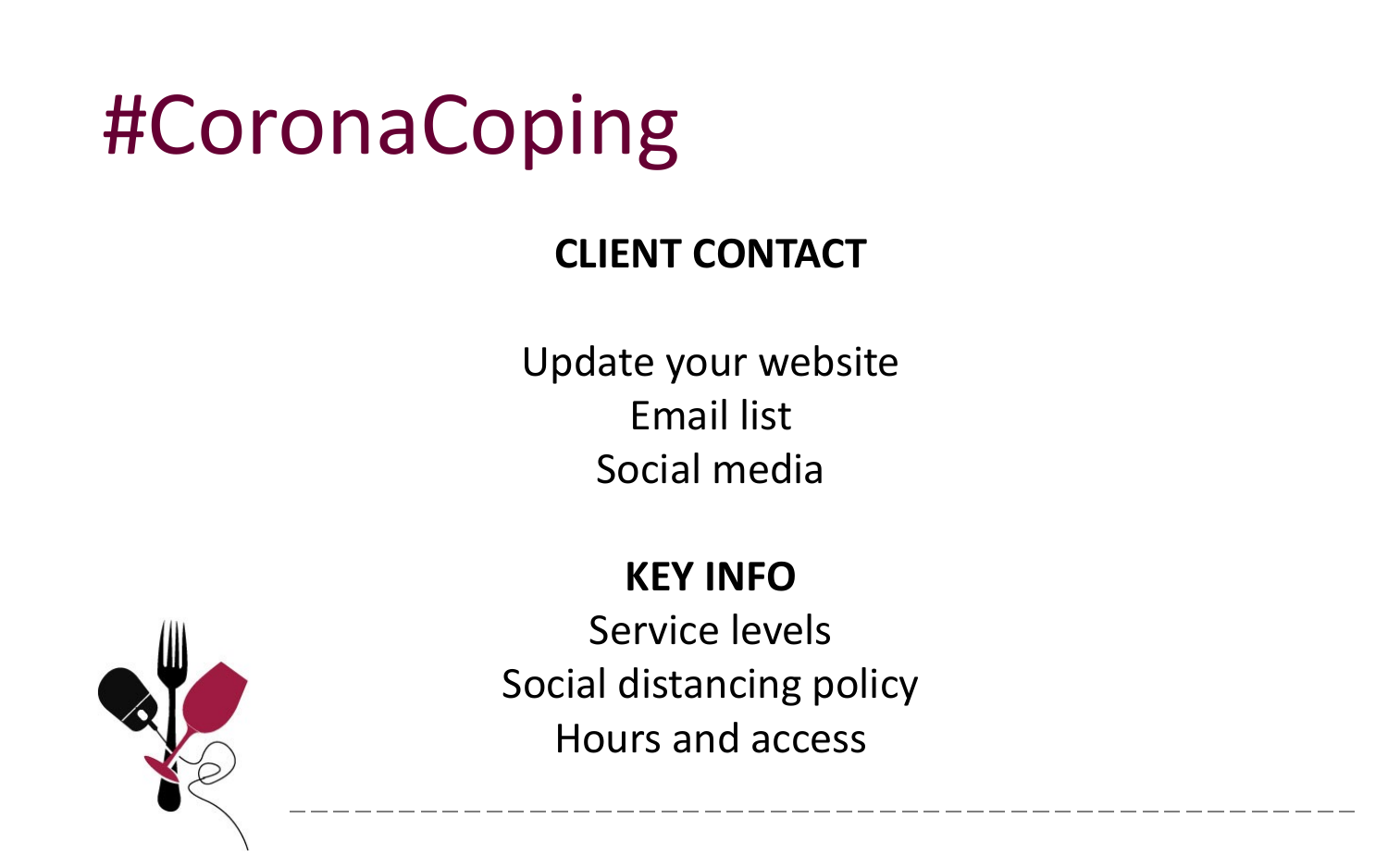# #CoronaCoping

**CLIENT CONTACT**

Update your website
Email list
Social media

**KEY INFO**

Service levels
Social distancing policy
Hours and access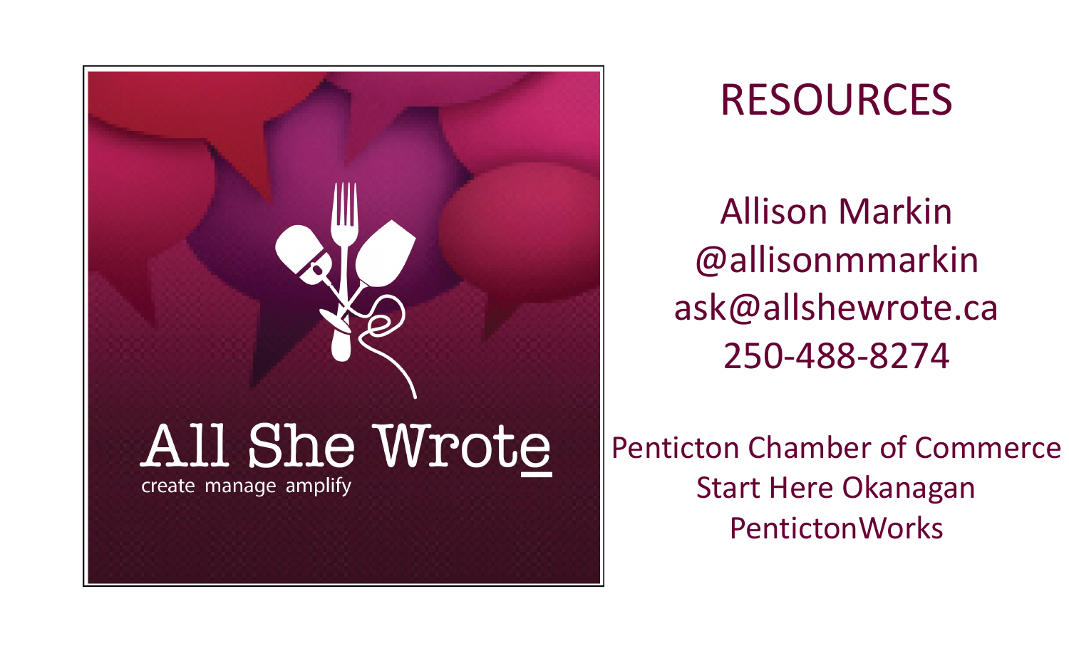# RESOURCES

Allison Markin
@allisonmmarkin
ask@allshewrote.ca
250-488-8274

Penticton Chamber of Commerce
Start Here Okanagan
PentictonWorks